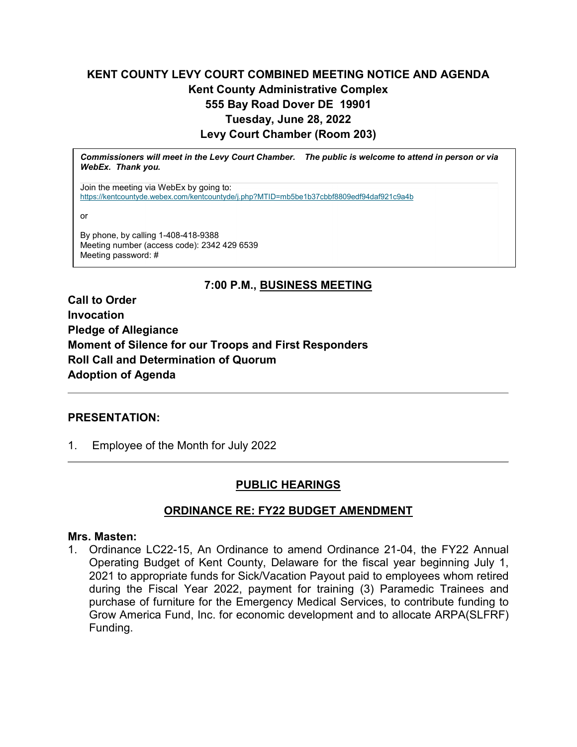# KENT COUNTY LEVY COURT COMBINED MEETING NOTICE AND AGENDA

## Kent County Administrative Complex
## 555 Bay Road Dover DE 19901
## Tuesday, June 28, 2022
## Levy Court Chamber (Room 203)

> ***Commissioners will meet in the Levy Court Chamber. The public is welcome to attend in person or via WebEx. Thank you.***
>
> Join the meeting via WebEx by going to:
> https://kentcountyde.webex.com/kentcountyde/j.php?MTID=mb5be1b37cbbf8809edf94daf921c9a4b
>
> or
>
> By phone, by calling 1-408-418-9388
> Meeting number (access code): 2342 429 6539
> Meeting password: #

## 7:00 P.M., BUSINESS MEETING

**Call to Order**
**Invocation**
**Pledge of Allegiance**
**Moment of Silence for our Troops and First Responders**
**Roll Call and Determination of Quorum**
**Adoption of Agenda**

---

**PRESENTATION:**

1. Employee of the Month for July 2022

---

## PUBLIC HEARINGS

### ORDINANCE RE: FY22 BUDGET AMENDMENT

**Mrs. Masten:**

1. Ordinance LC22-15, An Ordinance to amend Ordinance 21-04, the FY22 Annual Operating Budget of Kent County, Delaware for the fiscal year beginning July 1, 2021 to appropriate funds for Sick/Vacation Payout paid to employees whom retired during the Fiscal Year 2022, payment for training (3) Paramedic Trainees and purchase of furniture for the Emergency Medical Services, to contribute funding to Grow America Fund, Inc. for economic development and to allocate ARPA(SLFRF) Funding.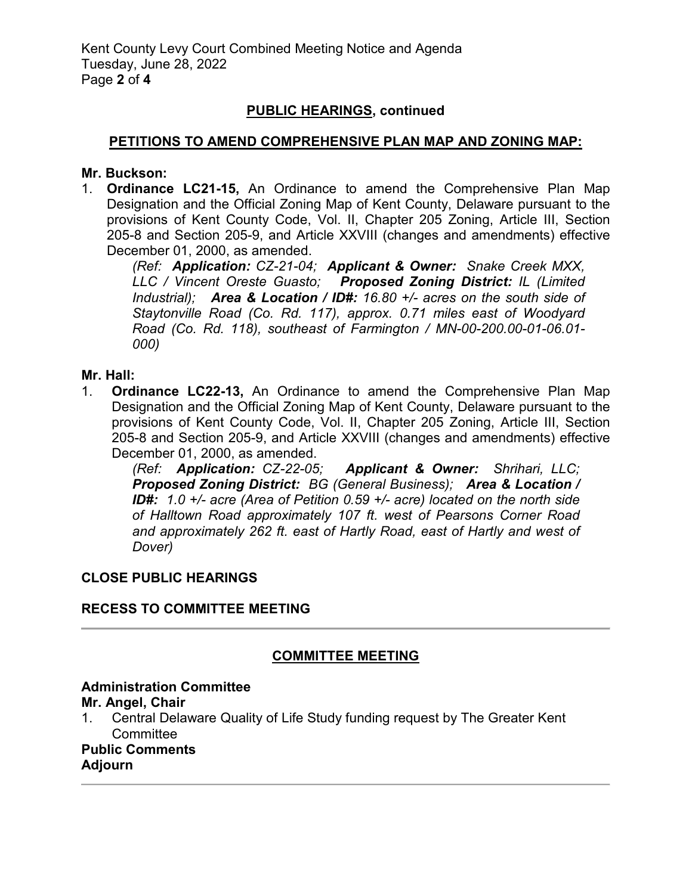## PUBLIC HEARINGS, continued

### PETITIONS TO AMEND COMPREHENSIVE PLAN MAP AND ZONING MAP:

**Mr. Buckson:**

1. **Ordinance LC21-15,** An Ordinance to amend the Comprehensive Plan Map Designation and the Official Zoning Map of Kent County, Delaware pursuant to the provisions of Kent County Code, Vol. II, Chapter 205 Zoning, Article III, Section 205-8 and Section 205-9, and Article XXVIII (changes and amendments) effective December 01, 2000, as amended.

   *(Ref: **Application:** CZ-21-04; **Applicant & Owner:** Snake Creek MXX, LLC / Vincent Oreste Guasto; **Proposed Zoning District:** IL (Limited Industrial); **Area & Location / ID#:** 16.80 +/- acres on the south side of Staytonville Road (Co. Rd. 117), approx. 0.71 miles east of Woodyard Road (Co. Rd. 118), southeast of Farmington / MN-00-200.00-01-06.01-000)*

**Mr. Hall:**

1. **Ordinance LC22-13,** An Ordinance to amend the Comprehensive Plan Map Designation and the Official Zoning Map of Kent County, Delaware pursuant to the provisions of Kent County Code, Vol. II, Chapter 205 Zoning, Article III, Section 205-8 and Section 205-9, and Article XXVIII (changes and amendments) effective December 01, 2000, as amended.

   *(Ref: **Application:** CZ-22-05; **Applicant & Owner:** Shrihari, LLC; **Proposed Zoning District:** BG (General Business); **Area & Location / ID#:** 1.0 +/- acre (Area of Petition 0.59 +/- acre) located on the north side of Halltown Road approximately 107 ft. west of Pearsons Corner Road and approximately 262 ft. east of Hartly Road, east of Hartly and west of Dover)*

**CLOSE PUBLIC HEARINGS**

**RECESS TO COMMITTEE MEETING**

---

## COMMITTEE MEETING

**Administration Committee**
**Mr. Angel, Chair**

1. Central Delaware Quality of Life Study funding request by The Greater Kent Committee

**Public Comments**
**Adjourn**

---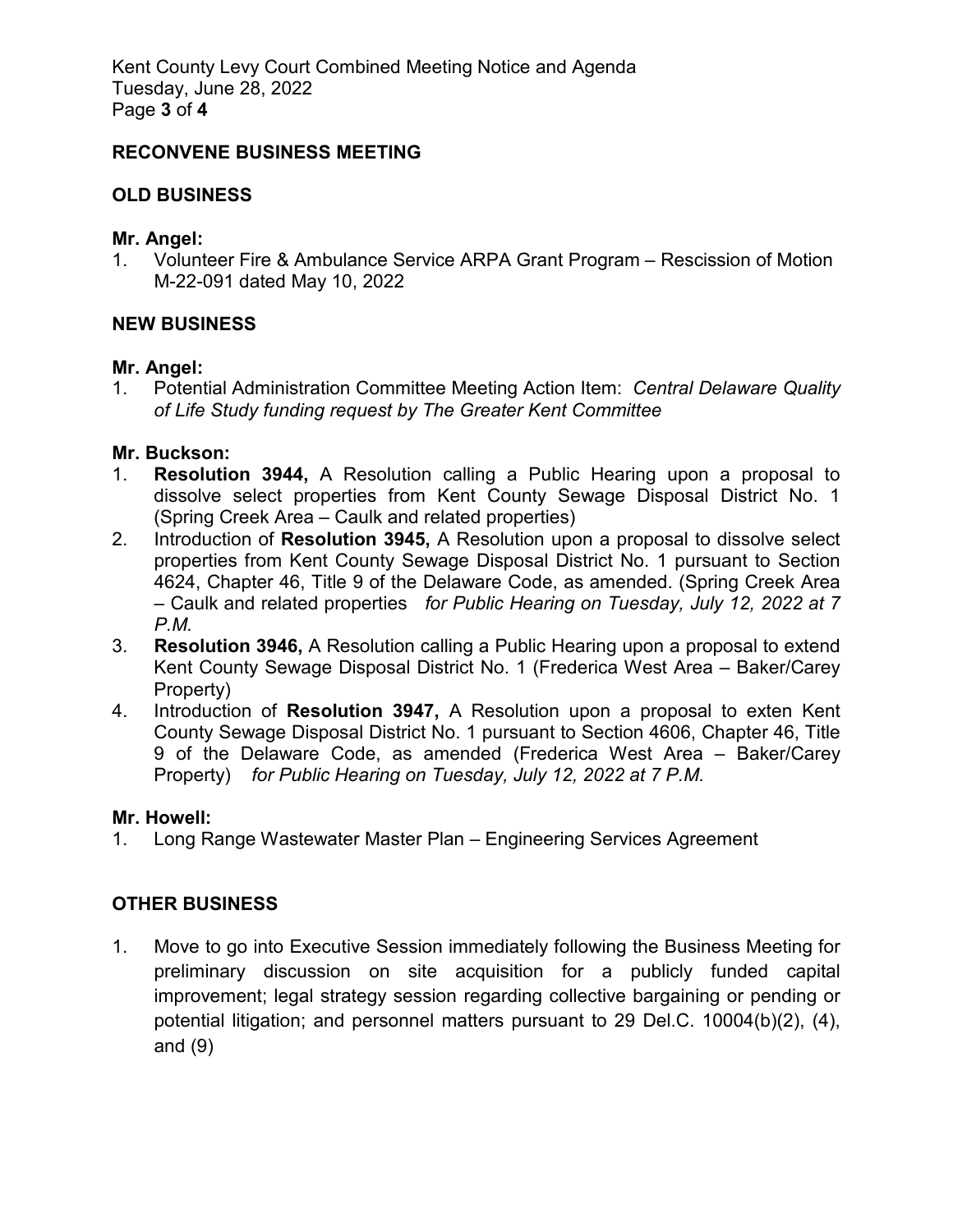## RECONVENE BUSINESS MEETING

## OLD BUSINESS

**Mr. Angel:**

1. Volunteer Fire & Ambulance Service ARPA Grant Program – Rescission of Motion M-22-091 dated May 10, 2022

## NEW BUSINESS

**Mr. Angel:**

1. Potential Administration Committee Meeting Action Item: *Central Delaware Quality of Life Study funding request by The Greater Kent Committee*

**Mr. Buckson:**

1. **Resolution 3944,** A Resolution calling a Public Hearing upon a proposal to dissolve select properties from Kent County Sewage Disposal District No. 1 (Spring Creek Area – Caulk and related properties)
2. Introduction of **Resolution 3945,** A Resolution upon a proposal to dissolve select properties from Kent County Sewage Disposal District No. 1 pursuant to Section 4624, Chapter 46, Title 9 of the Delaware Code, as amended. (Spring Creek Area – Caulk and related properties *for Public Hearing on Tuesday, July 12, 2022 at 7 P.M.*
3. **Resolution 3946,** A Resolution calling a Public Hearing upon a proposal to extend Kent County Sewage Disposal District No. 1 (Frederica West Area – Baker/Carey Property)
4. Introduction of **Resolution 3947,** A Resolution upon a proposal to exten Kent County Sewage Disposal District No. 1 pursuant to Section 4606, Chapter 46, Title 9 of the Delaware Code, as amended (Frederica West Area – Baker/Carey Property) *for Public Hearing on Tuesday, July 12, 2022 at 7 P.M.*

**Mr. Howell:**

1. Long Range Wastewater Master Plan – Engineering Services Agreement

## OTHER BUSINESS

1. Move to go into Executive Session immediately following the Business Meeting for preliminary discussion on site acquisition for a publicly funded capital improvement; legal strategy session regarding collective bargaining or pending or potential litigation; and personnel matters pursuant to 29 Del.C. 10004(b)(2), (4), and (9)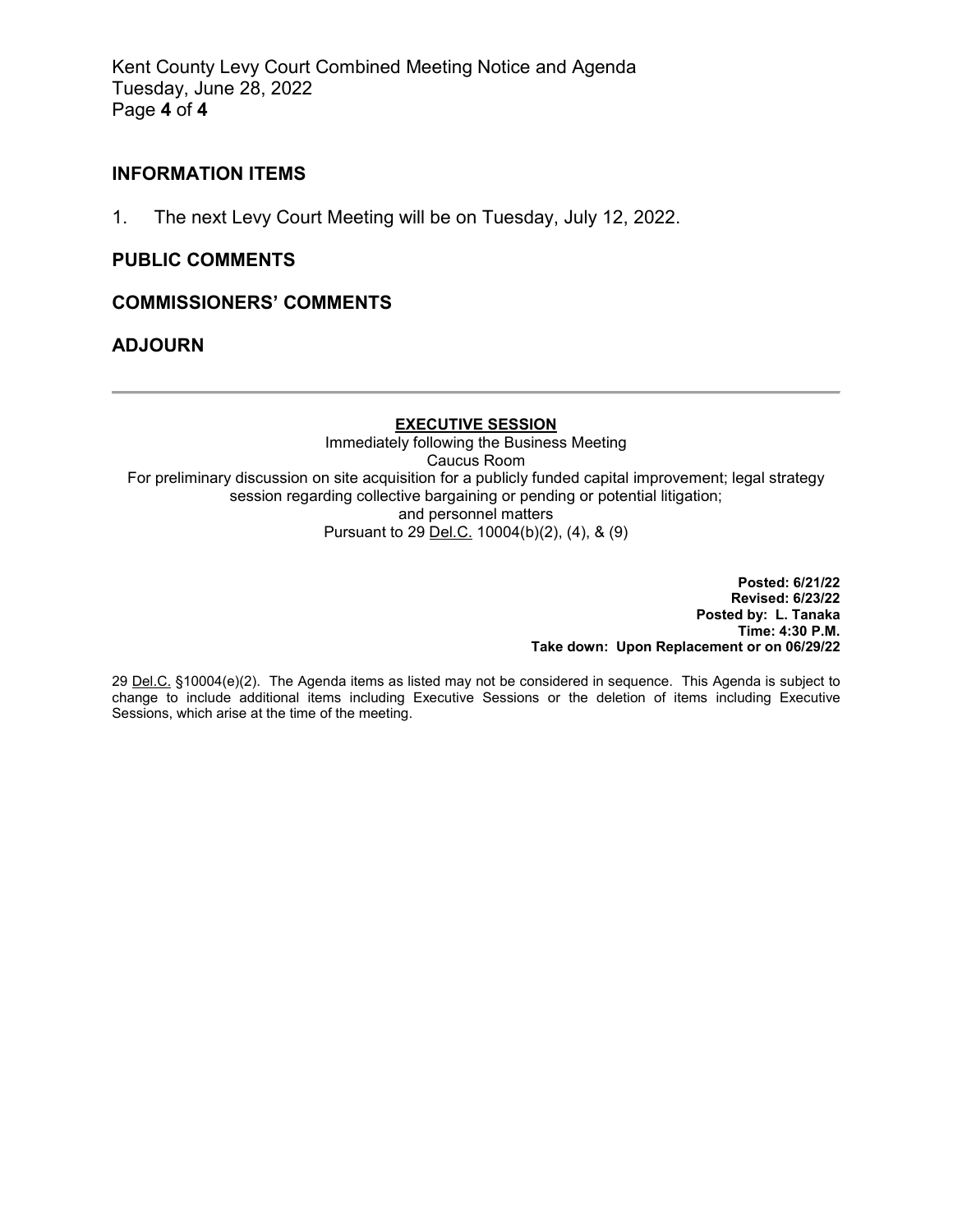## INFORMATION ITEMS

1. The next Levy Court Meeting will be on Tuesday, July 12, 2022.

## PUBLIC COMMENTS

## COMMISSIONERS' COMMENTS

## ADJOURN

---

**EXECUTIVE SESSION**

Immediately following the Business Meeting
Caucus Room
For preliminary discussion on site acquisition for a publicly funded capital improvement; legal strategy session regarding collective bargaining or pending or potential litigation;
and personnel matters
Pursuant to 29 Del.C. 10004(b)(2), (4), & (9)

**Posted: 6/21/22**
**Revised: 6/23/22**
**Posted by: L. Tanaka**
**Time: 4:30 P.M.**
**Take down: Upon Replacement or on 06/29/22**

29 Del.C. §10004(e)(2). The Agenda items as listed may not be considered in sequence. This Agenda is subject to change to include additional items including Executive Sessions or the deletion of items including Executive Sessions, which arise at the time of the meeting.